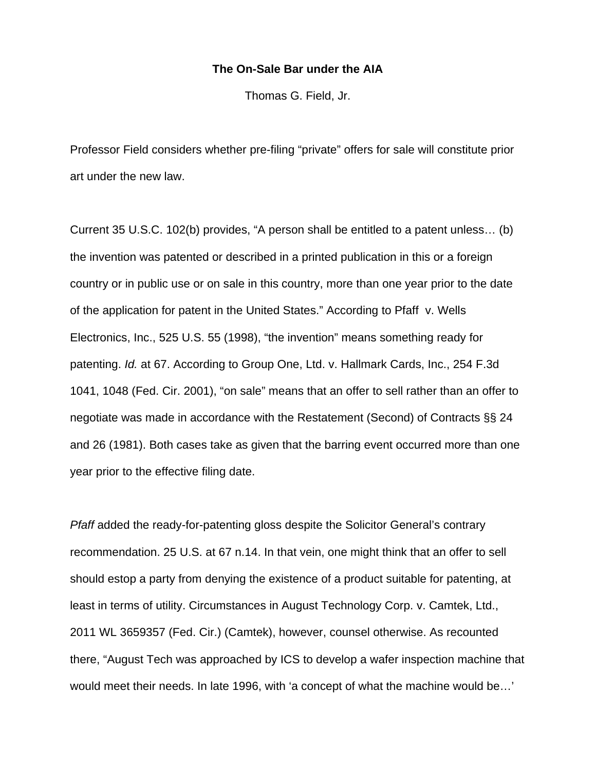# The On-Sale Bar under the AIA

Thomas G. Field, Jr.

Professor Field considers whether pre-filing "private" offers for sale will constitute prior art under the new law.

Current 35 U.S.C. 102(b) provides, "A person shall be entitled to a patent unless… (b) the invention was patented or described in a printed publication in this or a foreign country or in public use or on sale in this country, more than one year prior to the date of the application for patent in the United States." According to Pfaff v. Wells Electronics, Inc., 525 U.S. 55 (1998), "the invention" means something ready for patenting. *Id.* at 67. According to Group One, Ltd. v. Hallmark Cards, Inc., 254 F.3d 1041, 1048 (Fed. Cir. 2001), "on sale" means that an offer to sell rather than an offer to negotiate was made in accordance with the Restatement (Second) of Contracts §§ 24 and 26 (1981). Both cases take as given that the barring event occurred more than one year prior to the effective filing date.

*Pfaff* added the ready-for-patenting gloss despite the Solicitor General's contrary recommendation. 25 U.S. at 67 n.14. In that vein, one might think that an offer to sell should estop a party from denying the existence of a product suitable for patenting, at least in terms of utility. Circumstances in August Technology Corp. v. Camtek, Ltd., 2011 WL 3659357 (Fed. Cir.) (Camtek), however, counsel otherwise. As recounted there, "August Tech was approached by ICS to develop a wafer inspection machine that would meet their needs. In late 1996, with 'a concept of what the machine would be…'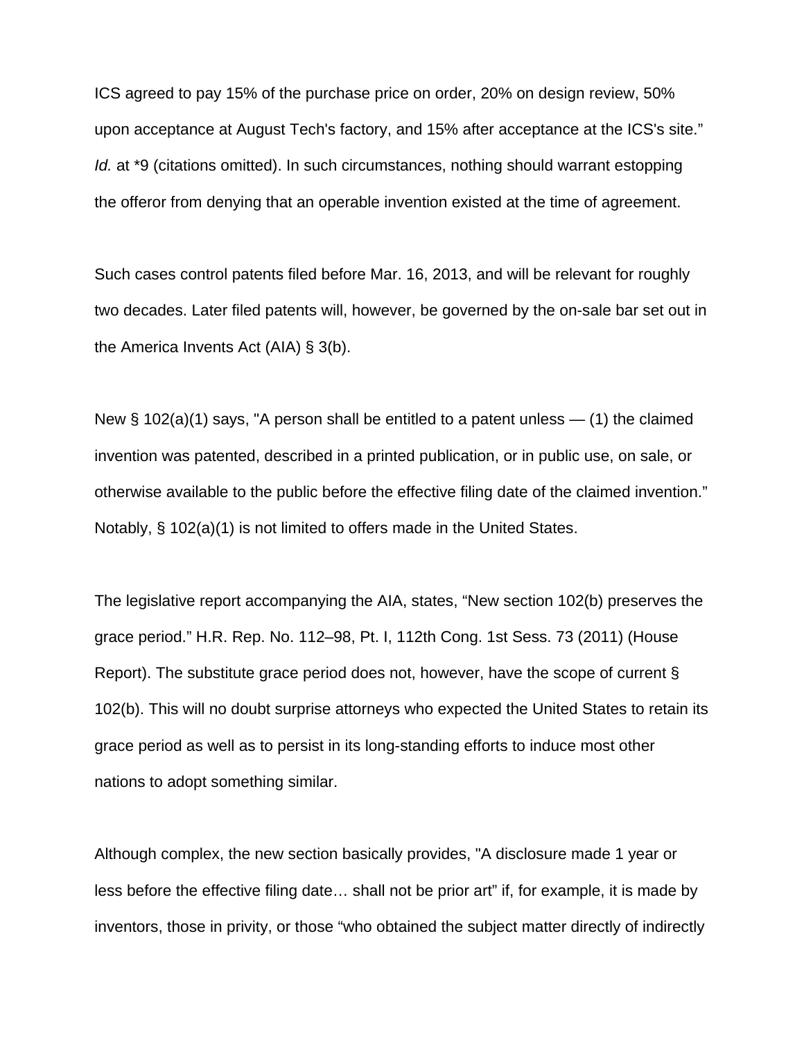ICS agreed to pay 15% of the purchase price on order, 20% on design review, 50% upon acceptance at August Tech's factory, and 15% after acceptance at the ICS's site." *Id.* at *9 (citations omitted). In such circumstances, nothing should warrant estopping the offeror from denying that an operable invention existed at the time of agreement.

Such cases control patents filed before Mar. 16, 2013, and will be relevant for roughly two decades. Later filed patents will, however, be governed by the on-sale bar set out in the America Invents Act (AIA) § 3(b).

New § 102(a)(1) says, "A person shall be entitled to a patent unless — (1) the claimed invention was patented, described in a printed publication, or in public use, on sale, or otherwise available to the public before the effective filing date of the claimed invention." Notably, § 102(a)(1) is not limited to offers made in the United States.

The legislative report accompanying the AIA, states, "New section 102(b) preserves the grace period." H.R. Rep. No. 112–98, Pt. I, 112th Cong. 1st Sess. 73 (2011) (House Report). The substitute grace period does not, however, have the scope of current § 102(b). This will no doubt surprise attorneys who expected the United States to retain its grace period as well as to persist in its long-standing efforts to induce most other nations to adopt something similar.

Although complex, the new section basically provides, "A disclosure made 1 year or less before the effective filing date… shall not be prior art" if, for example, it is made by inventors, those in privity, or those "who obtained the subject matter directly of indirectly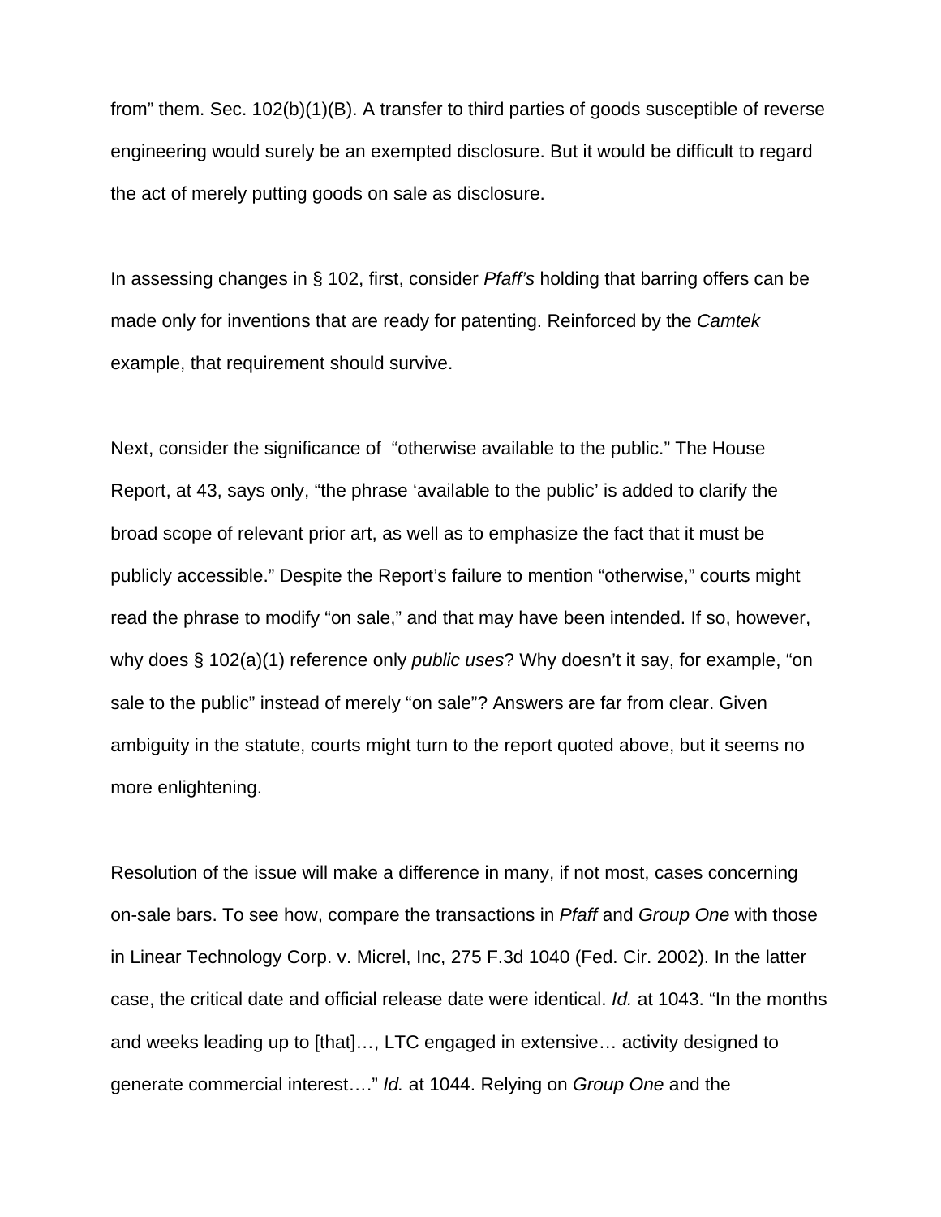from" them. Sec. 102(b)(1)(B). A transfer to third parties of goods susceptible of reverse engineering would surely be an exempted disclosure. But it would be difficult to regard the act of merely putting goods on sale as disclosure.

In assessing changes in § 102, first, consider *Pfaff's* holding that barring offers can be made only for inventions that are ready for patenting. Reinforced by the *Camtek* example, that requirement should survive.

Next, consider the significance of "otherwise available to the public." The House Report, at 43, says only, "the phrase 'available to the public' is added to clarify the broad scope of relevant prior art, as well as to emphasize the fact that it must be publicly accessible." Despite the Report's failure to mention "otherwise," courts might read the phrase to modify "on sale," and that may have been intended. If so, however, why does § 102(a)(1) reference only *public uses*? Why doesn't it say, for example, "on sale to the public" instead of merely "on sale"? Answers are far from clear. Given ambiguity in the statute, courts might turn to the report quoted above, but it seems no more enlightening.

Resolution of the issue will make a difference in many, if not most, cases concerning on-sale bars. To see how, compare the transactions in *Pfaff* and *Group One* with those in Linear Technology Corp. v. Micrel, Inc, 275 F.3d 1040 (Fed. Cir. 2002). In the latter case, the critical date and official release date were identical. *Id.* at 1043. "In the months and weeks leading up to [that]…, LTC engaged in extensive… activity designed to generate commercial interest…." *Id.* at 1044. Relying on *Group One* and the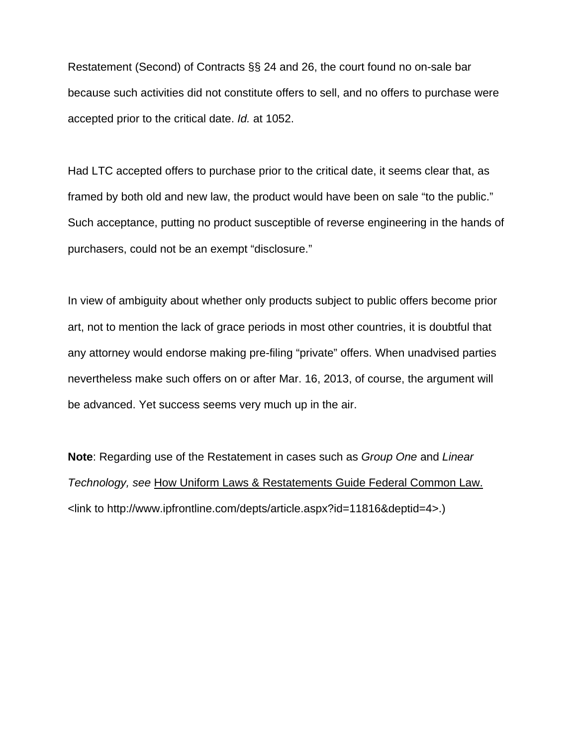Restatement (Second) of Contracts §§ 24 and 26, the court found no on-sale bar because such activities did not constitute offers to sell, and no offers to purchase were accepted prior to the critical date. *Id.* at 1052.

Had LTC accepted offers to purchase prior to the critical date, it seems clear that, as framed by both old and new law, the product would have been on sale "to the public." Such acceptance, putting no product susceptible of reverse engineering in the hands of purchasers, could not be an exempt "disclosure."

In view of ambiguity about whether only products subject to public offers become prior art, not to mention the lack of grace periods in most other countries, it is doubtful that any attorney would endorse making pre-filing "private" offers. When unadvised parties nevertheless make such offers on or after Mar. 16, 2013, of course, the argument will be advanced. Yet success seems very much up in the air.

**Note**: Regarding use of the Restatement in cases such as *Group One* and *Linear Technology, see* How Uniform Laws & Restatements Guide Federal Common Law. <link to http://www.ipfrontline.com/depts/article.aspx?id=11816&deptid=4>.)